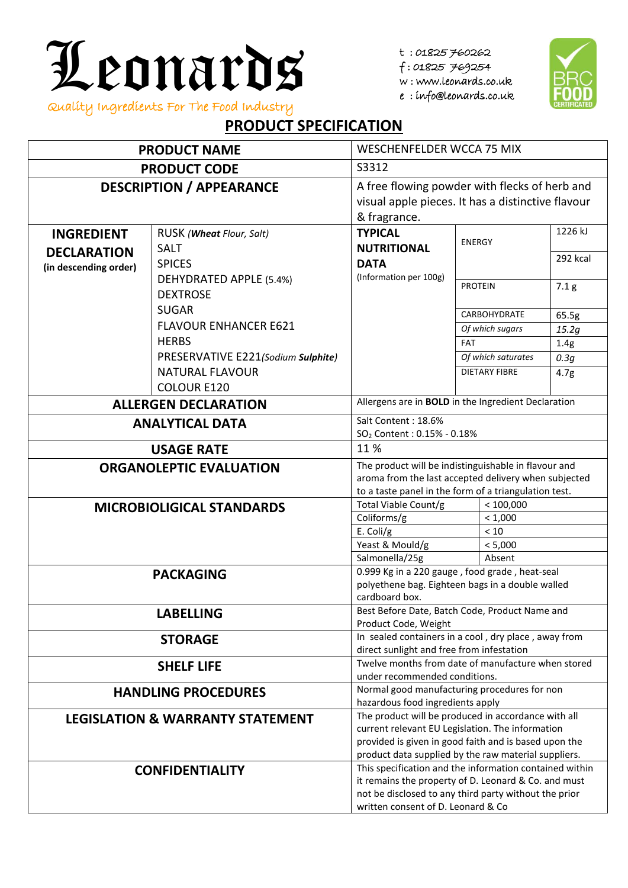# Leonards

Quality Ingredients For The Food Industry

t : 01825 760262
f : 01825 769254
w : www.leonards.co.uk
e : info@leonards.co.uk

BRC FOOD CERTIFICATED

## PRODUCT SPECIFICATION

| | |
|---|---|
| **PRODUCT NAME** | WESCHENFELDER WCCA 75 MIX |
| **PRODUCT CODE** | S3312 |
| **DESCRIPTION / APPEARANCE** | A free flowing powder with flecks of herb and visual apple pieces. It has a distinctive flavour & fragrance. |

| **INGREDIENT DECLARATION** (in descending order) | |
|---|---|
| | RUSK *(**Wheat** Flour, Salt)* |
| | SALT |
| | SPICES |
| | DEHYDRATED APPLE (5.4%) |
| | DEXTROSE |
| | SUGAR |
| | FLAVOUR ENHANCER E621 |
| | HERBS |
| | PRESERVATIVE E221*(Sodium **Sulphite**)* |
| | NATURAL FLAVOUR |
| | COLOUR E120 |

| **TYPICAL NUTRITIONAL DATA** (Information per 100g) | | |
|---|---|---|
| | ENERGY | 1226 kJ |
| | | 292 kcal |
| | PROTEIN | 7.1 g |
| | CARBOHYDRATE | 65.5g |
| | *Of which sugars* | *15.2g* |
| | FAT | 1.4g |
| | *Of which saturates* | *0.3g* |
| | DIETARY FIBRE | 4.7g |

| | |
|---|---|
| **ALLERGEN DECLARATION** | Allergens are in **BOLD** in the Ingredient Declaration |
| **ANALYTICAL DATA** | Salt Content : 18.6%<br>$SO_2$ Content : 0.15% - 0.18% |
| **USAGE RATE** | 11 % |
| **ORGANOLEPTIC EVALUATION** | The product will be indistinguishable in flavour and aroma from the last accepted delivery when subjected to a taste panel in the form of a triangulation test. |

| **MICROBIOLIGICAL STANDARDS** | | |
|---|---|---|
| | Total Viable Count/g | < 100,000 |
| | Coliforms/g | < 1,000 |
| | E. Coli/g | < 10 |
| | Yeast & Mould/g | < 5,000 |
| | Salmonella/25g | Absent |

| | |
|---|---|
| **PACKAGING** | 0.999 Kg in a 220 gauge , food grade , heat-seal polyethene bag. Eighteen bags in a double walled cardboard box. |
| **LABELLING** | Best Before Date, Batch Code, Product Name and Product Code, Weight |
| **STORAGE** | In sealed containers in a cool , dry place , away from direct sunlight and free from infestation |
| **SHELF LIFE** | Twelve months from date of manufacture when stored under recommended conditions. |
| **HANDLING PROCEDURES** | Normal good manufacturing procedures for non hazardous food ingredients apply |
| **LEGISLATION & WARRANTY STATEMENT** | The product will be produced in accordance with all current relevant EU Legislation. The information provided is given in good faith and is based upon the product data supplied by the raw material suppliers. |
| **CONFIDENTIALITY** | This specification and the information contained within it remains the property of D. Leonard & Co. and must not be disclosed to any third party without the prior written consent of D. Leonard & Co |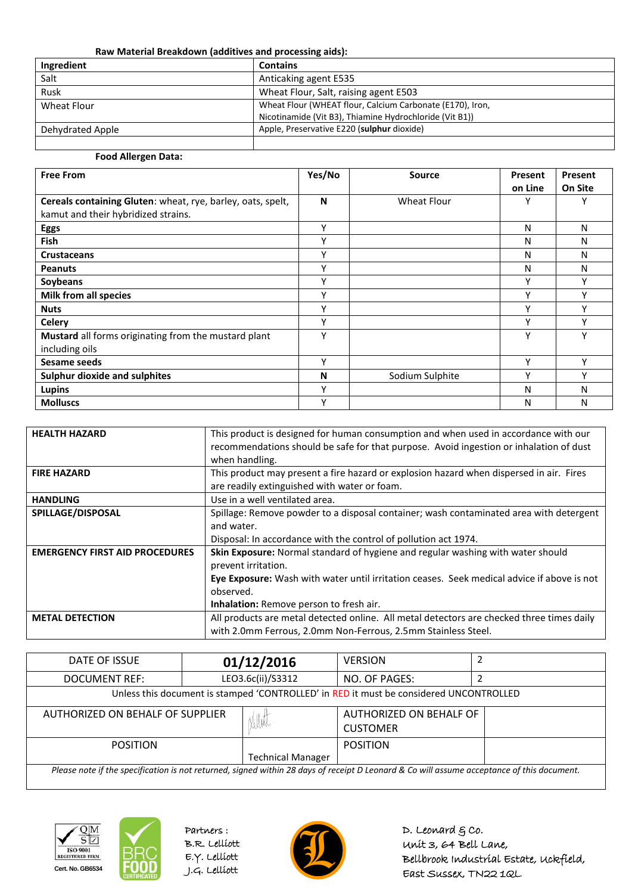**Raw Material Breakdown (additives and processing aids):**

| Ingredient | Contains |
|---|---|
| Salt | Anticaking agent E535 |
| Rusk | Wheat Flour, Salt, raising agent E503 |
| Wheat Flour | Wheat Flour (WHEAT flour, Calcium Carbonate (E170), Iron, Nicotinamide (Vit B3), Thiamine Hydrochloride (Vit B1)) |
| Dehydrated Apple | Apple, Preservative E220 (**sulphur** dioxide) |
| | |

**Food Allergen Data:**

| Free From | Yes/No | Source | Present on Line | Present On Site |
|---|---|---|---|---|
| **Cereals containing Gluten**: wheat, rye, barley, oats, spelt, kamut and their hybridized strains. | **N** | Wheat Flour | Y | Y |
| **Eggs** | Y | | N | N |
| **Fish** | Y | | N | N |
| **Crustaceans** | Y | | N | N |
| **Peanuts** | Y | | N | N |
| **Soybeans** | Y | | Y | Y |
| **Milk from all species** | Y | | Y | Y |
| **Nuts** | Y | | Y | Y |
| **Celery** | Y | | Y | Y |
| **Mustard** all forms originating from the mustard plant including oils | Y | | Y | Y |
| **Sesame seeds** | Y | | Y | Y |
| **Sulphur dioxide and sulphites** | **N** | Sodium Sulphite | Y | Y |
| **Lupins** | Y | | N | N |
| **Molluscs** | Y | | N | N |

| | |
|---|---|
| **HEALTH HAZARD** | This product is designed for human consumption and when used in accordance with our recommendations should be safe for that purpose. Avoid ingestion or inhalation of dust when handling. |
| **FIRE HAZARD** | This product may present a fire hazard or explosion hazard when dispersed in air. Fires are readily extinguished with water or foam. |
| **HANDLING** | Use in a well ventilated area. |
| **SPILLAGE/DISPOSAL** | Spillage: Remove powder to a disposal container; wash contaminated area with detergent and water. Disposal: In accordance with the control of pollution act 1974. |
| **EMERGENCY FIRST AID PROCEDURES** | **Skin Exposure:** Normal standard of hygiene and regular washing with water should prevent irritation. **Eye Exposure:** Wash with water until irritation ceases. Seek medical advice if above is not observed. **Inhalation:** Remove person to fresh air. |
| **METAL DETECTION** | All products are metal detected online. All metal detectors are checked three times daily with 2.0mm Ferrous, 2.0mm Non-Ferrous, 2.5mm Stainless Steel. |

| | | | |
|---|---|---|---|
| DATE OF ISSUE | **01/12/2016** | VERSION | 2 |
| DOCUMENT REF: | LEO3.6c(ii)/S3312 | NO. OF PAGES: | 2 |
| Unless this document is stamped 'CONTROLLED' in RED it must be considered UNCONTROLLED | | | |
| AUTHORIZED ON BEHALF OF SUPPLIER | (signature) | AUTHORIZED ON BEHALF OF CUSTOMER | |
| POSITION | Technical Manager | POSITION | |

*Please note if the specification is not returned, signed within 28 days of receipt D Leonard & Co will assume acceptance of this document.*

ISO 9001 REGISTERED FIRM Cert. No. GB6534

BRC FOOD CERTIFICATED

Partners :
B.R. Lelliott
E.Y. Lelliott
J.G. Lelliott

D. Leonard & Co.
Unit 3, 64 Bell Lane,
Bellbrook Industrial Estate, Uckfield,
East Sussex, TN22 1QL